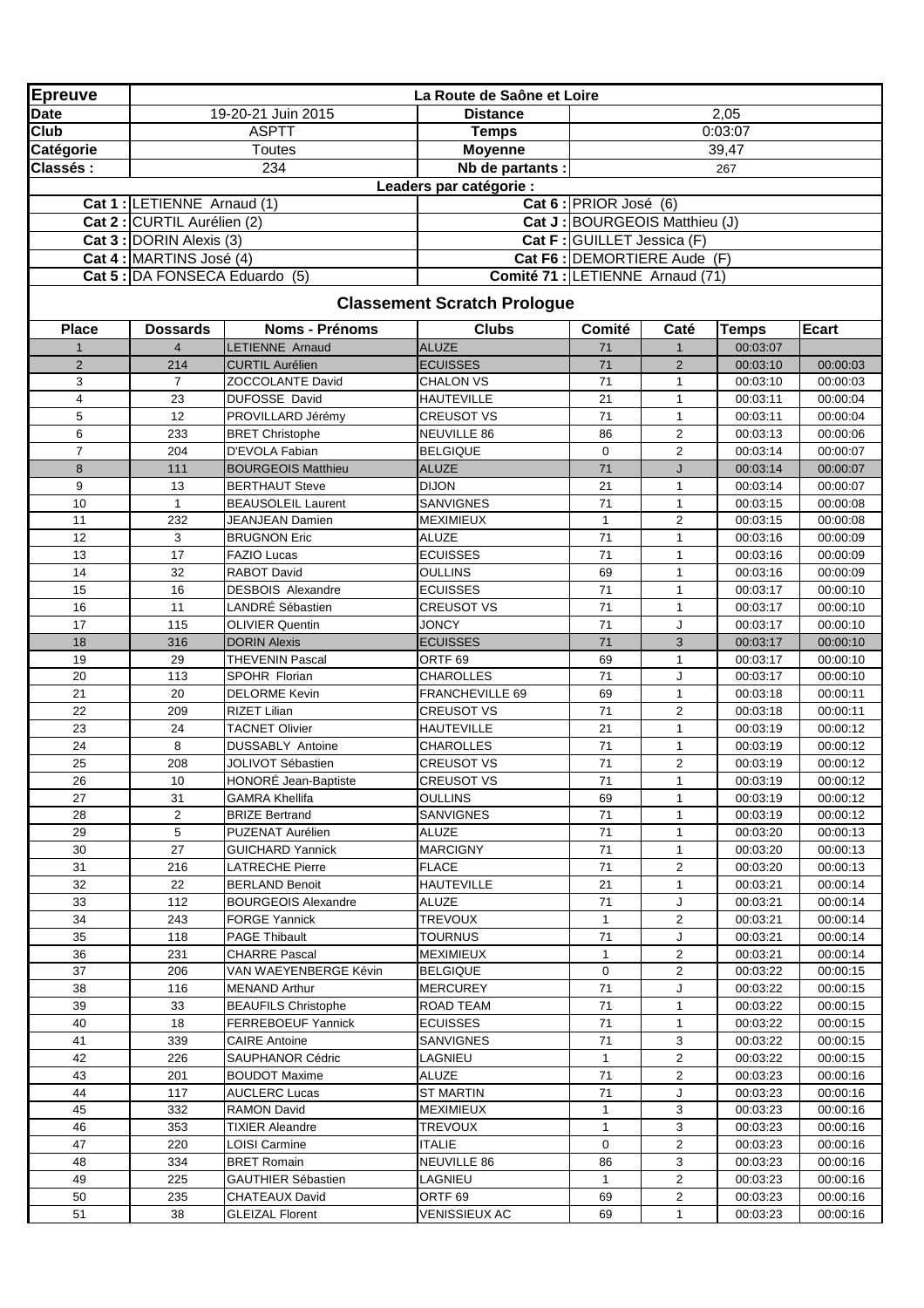| Epreuve | La Route de Saône et Loire | | |
|---|---|---|---|
| Date | 19-20-21 Juin 2015 | Distance | 2,05 |
| Club | ASPTT | Temps | 0:03:07 |
| Catégorie | Toutes | Moyenne | 39,47 |
| Classés : | 234 | Nb de partants : | 267 |

**Leaders par catégorie :**

| | |
|---|---|
| **Cat 1 :** LETIENNE Arnaud (1) | **Cat 6 :** PRIOR José (6) |
| **Cat 2 :** CURTIL Aurélien (2) | **Cat J :** BOURGEOIS Matthieu (J) |
| **Cat 3 :** DORIN Alexis (3) | **Cat F :** GUILLET Jessica (F) |
| **Cat 4 :** MARTINS José (4) | **Cat F6 :** DEMORTIERE Aude (F) |
| **Cat 5 :** DA FONSECA Eduardo (5) | **Comité 71 :** LETIENNE Arnaud (71) |

## Classement Scratch Prologue

| Place | Dossards | Noms - Prénoms | Clubs | Comité | Caté | Temps | Ecart |
|---|---|---|---|---|---|---|---|
| 1 | 4 | LETIENNE Arnaud | ALUZE | 71 | 1 | 00:03:07 | |
| 2 | 214 | CURTIL Aurélien | ECUISSES | 71 | 2 | 00:03:10 | 00:00:03 |
| 3 | 7 | ZOCCOLANTE David | CHALON VS | 71 | 1 | 00:03:10 | 00:00:03 |
| 4 | 23 | DUFOSSE David | HAUTEVILLE | 21 | 1 | 00:03:11 | 00:00:04 |
| 5 | 12 | PROVILLARD Jérémy | CREUSOT VS | 71 | 1 | 00:03:11 | 00:00:04 |
| 6 | 233 | BRET Christophe | NEUVILLE 86 | 86 | 2 | 00:03:13 | 00:00:06 |
| 7 | 204 | D'EVOLA Fabian | BELGIQUE | 0 | 2 | 00:03:14 | 00:00:07 |
| 8 | 111 | BOURGEOIS Matthieu | ALUZE | 71 | J | 00:03:14 | 00:00:07 |
| 9 | 13 | BERTHAUT Steve | DIJON | 21 | 1 | 00:03:14 | 00:00:07 |
| 10 | 1 | BEAUSOLEIL Laurent | SANVIGNES | 71 | 1 | 00:03:15 | 00:00:08 |
| 11 | 232 | JEANJEAN Damien | MEXIMIEUX | 1 | 2 | 00:03:15 | 00:00:08 |
| 12 | 3 | BRUGNON Eric | ALUZE | 71 | 1 | 00:03:16 | 00:00:09 |
| 13 | 17 | FAZIO Lucas | ECUISSES | 71 | 1 | 00:03:16 | 00:00:09 |
| 14 | 32 | RABOT David | OULLINS | 69 | 1 | 00:03:16 | 00:00:09 |
| 15 | 16 | DESBOIS Alexandre | ECUISSES | 71 | 1 | 00:03:17 | 00:00:10 |
| 16 | 11 | LANDRÉ Sébastien | CREUSOT VS | 71 | 1 | 00:03:17 | 00:00:10 |
| 17 | 115 | OLIVIER Quentin | JONCY | 71 | J | 00:03:17 | 00:00:10 |
| 18 | 316 | DORIN Alexis | ECUISSES | 71 | 3 | 00:03:17 | 00:00:10 |
| 19 | 29 | THEVENIN Pascal | ORTF 69 | 69 | 1 | 00:03:17 | 00:00:10 |
| 20 | 113 | SPOHR Florian | CHAROLLES | 71 | J | 00:03:17 | 00:00:10 |
| 21 | 20 | DELORME Kevin | FRANCHEVILLE 69 | 69 | 1 | 00:03:18 | 00:00:11 |
| 22 | 209 | RIZET Lilian | CREUSOT VS | 71 | 2 | 00:03:18 | 00:00:11 |
| 23 | 24 | TACNET Olivier | HAUTEVILLE | 21 | 1 | 00:03:19 | 00:00:12 |
| 24 | 8 | DUSSABLY Antoine | CHAROLLES | 71 | 1 | 00:03:19 | 00:00:12 |
| 25 | 208 | JOLIVOT Sébastien | CREUSOT VS | 71 | 2 | 00:03:19 | 00:00:12 |
| 26 | 10 | HONORÉ Jean-Baptiste | CREUSOT VS | 71 | 1 | 00:03:19 | 00:00:12 |
| 27 | 31 | GAMRA Khellifa | OULLINS | 69 | 1 | 00:03:19 | 00:00:12 |
| 28 | 2 | BRIZE Bertrand | SANVIGNES | 71 | 1 | 00:03:19 | 00:00:12 |
| 29 | 5 | PUZENAT Aurélien | ALUZE | 71 | 1 | 00:03:20 | 00:00:13 |
| 30 | 27 | GUICHARD Yannick | MARCIGNY | 71 | 1 | 00:03:20 | 00:00:13 |
| 31 | 216 | LATRECHE Pierre | FLACE | 71 | 2 | 00:03:20 | 00:00:13 |
| 32 | 22 | BERLAND Benoit | HAUTEVILLE | 21 | 1 | 00:03:21 | 00:00:14 |
| 33 | 112 | BOURGEOIS Alexandre | ALUZE | 71 | J | 00:03:21 | 00:00:14 |
| 34 | 243 | FORGE Yannick | TREVOUX | 1 | 2 | 00:03:21 | 00:00:14 |
| 35 | 118 | PAGE Thibault | TOURNUS | 71 | J | 00:03:21 | 00:00:14 |
| 36 | 231 | CHARRE Pascal | MEXIMIEUX | 1 | 2 | 00:03:21 | 00:00:14 |
| 37 | 206 | VAN WAEYENBERGE Kévin | BELGIQUE | 0 | 2 | 00:03:22 | 00:00:15 |
| 38 | 116 | MENAND Arthur | MERCUREY | 71 | J | 00:03:22 | 00:00:15 |
| 39 | 33 | BEAUFILS Christophe | ROAD TEAM | 71 | 1 | 00:03:22 | 00:00:15 |
| 40 | 18 | FERREBOEUF Yannick | ECUISSES | 71 | 1 | 00:03:22 | 00:00:15 |
| 41 | 339 | CAIRE Antoine | SANVIGNES | 71 | 3 | 00:03:22 | 00:00:15 |
| 42 | 226 | SAUPHANOR Cédric | LAGNIEU | 1 | 2 | 00:03:22 | 00:00:15 |
| 43 | 201 | BOUDOT Maxime | ALUZE | 71 | 2 | 00:03:23 | 00:00:16 |
| 44 | 117 | AUCLERC Lucas | ST MARTIN | 71 | J | 00:03:23 | 00:00:16 |
| 45 | 332 | RAMON David | MEXIMIEUX | 1 | 3 | 00:03:23 | 00:00:16 |
| 46 | 353 | TIXIER Aleandre | TREVOUX | 1 | 3 | 00:03:23 | 00:00:16 |
| 47 | 220 | LOISI Carmine | ITALIE | 0 | 2 | 00:03:23 | 00:00:16 |
| 48 | 334 | BRET Romain | NEUVILLE 86 | 86 | 3 | 00:03:23 | 00:00:16 |
| 49 | 225 | GAUTHIER Sébastien | LAGNIEU | 1 | 2 | 00:03:23 | 00:00:16 |
| 50 | 235 | CHATEAUX David | ORTF 69 | 69 | 2 | 00:03:23 | 00:00:16 |
| 51 | 38 | GLEIZAL Florent | VENISSIEUX AC | 69 | 1 | 00:03:23 | 00:00:16 |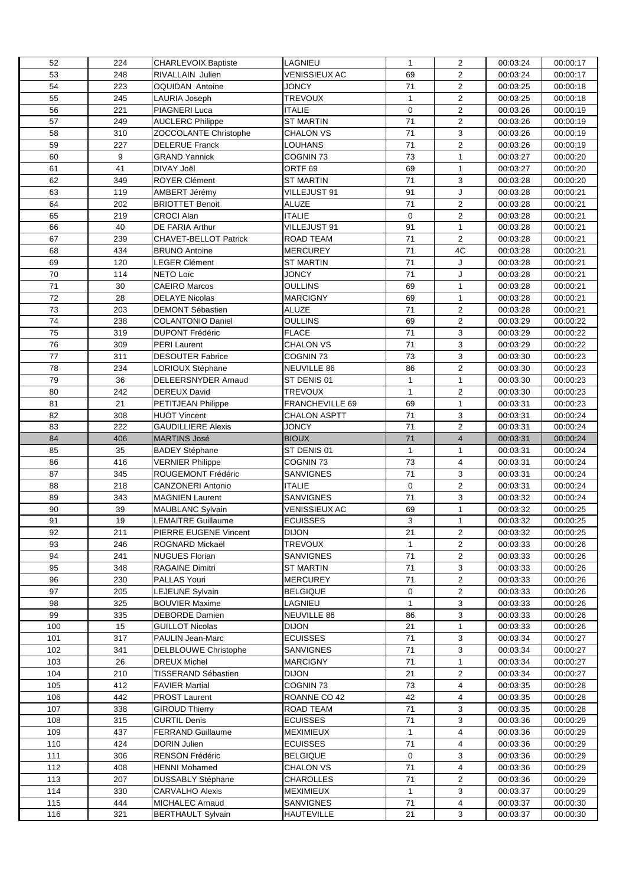| 52 | 224 | CHARLEVOIX Baptiste | LAGNIEU | 1 | 2 | 00:03:24 | 00:00:17 |
|---|---|---|---|---|---|---|---|
| 53 | 248 | RIVALLAIN Julien | VENISSIEUX AC | 69 | 2 | 00:03:24 | 00:00:17 |
| 54 | 223 | OQUIDAN Antoine | JONCY | 71 | 2 | 00:03:25 | 00:00:18 |
| 55 | 245 | LAURIA Joseph | TREVOUX | 1 | 2 | 00:03:25 | 00:00:18 |
| 56 | 221 | PIAGNERI Luca | ITALIE | 0 | 2 | 00:03:26 | 00:00:19 |
| 57 | 249 | AUCLERC Philippe | ST MARTIN | 71 | 2 | 00:03:26 | 00:00:19 |
| 58 | 310 | ZOCCOLANTE Christophe | CHALON VS | 71 | 3 | 00:03:26 | 00:00:19 |
| 59 | 227 | DELERUE Franck | LOUHANS | 71 | 2 | 00:03:26 | 00:00:19 |
| 60 | 9 | GRAND Yannick | COGNIN 73 | 73 | 1 | 00:03:27 | 00:00:20 |
| 61 | 41 | DIVAY Joël | ORTF 69 | 69 | 1 | 00:03:27 | 00:00:20 |
| 62 | 349 | ROYER Clément | ST MARTIN | 71 | 3 | 00:03:28 | 00:00:20 |
| 63 | 119 | AMBERT Jérémy | VILLEJUST 91 | 91 | J | 00:03:28 | 00:00:21 |
| 64 | 202 | BRIOTTET Benoit | ALUZE | 71 | 2 | 00:03:28 | 00:00:21 |
| 65 | 219 | CROCI Alan | ITALIE | 0 | 2 | 00:03:28 | 00:00:21 |
| 66 | 40 | DE FARIA Arthur | VILLEJUST 91 | 91 | 1 | 00:03:28 | 00:00:21 |
| 67 | 239 | CHAVET-BELLOT Patrick | ROAD TEAM | 71 | 2 | 00:03:28 | 00:00:21 |
| 68 | 434 | BRUNO Antoine | MERCUREY | 71 | 4C | 00:03:28 | 00:00:21 |
| 69 | 120 | LEGER Clément | ST MARTIN | 71 | J | 00:03:28 | 00:00:21 |
| 70 | 114 | NETO Loïc | JONCY | 71 | J | 00:03:28 | 00:00:21 |
| 71 | 30 | CAEIRO Marcos | OULLINS | 69 | 1 | 00:03:28 | 00:00:21 |
| 72 | 28 | DELAYE Nicolas | MARCIGNY | 69 | 1 | 00:03:28 | 00:00:21 |
| 73 | 203 | DEMONT Sébastien | ALUZE | 71 | 2 | 00:03:28 | 00:00:21 |
| 74 | 238 | COLANTONIO Daniel | OULLINS | 69 | 2 | 00:03:29 | 00:00:22 |
| 75 | 319 | DUPONT Frédéric | FLACE | 71 | 3 | 00:03:29 | 00:00:22 |
| 76 | 309 | PERI Laurent | CHALON VS | 71 | 3 | 00:03:29 | 00:00:22 |
| 77 | 311 | DESOUTER Fabrice | COGNIN 73 | 73 | 3 | 00:03:30 | 00:00:23 |
| 78 | 234 | LORIOUX Stéphane | NEUVILLE 86 | 86 | 2 | 00:03:30 | 00:00:23 |
| 79 | 36 | DELEERSNYDER Arnaud | ST DENIS 01 | 1 | 1 | 00:03:30 | 00:00:23 |
| 80 | 242 | DEREUX David | TREVOUX | 1 | 2 | 00:03:30 | 00:00:23 |
| 81 | 21 | PETITJEAN Philippe | FRANCHEVILLE 69 | 69 | 1 | 00:03:31 | 00:00:23 |
| 82 | 308 | HUOT Vincent | CHALON ASPTT | 71 | 3 | 00:03:31 | 00:00:24 |
| 83 | 222 | GAUDILLIERE Alexis | JONCY | 71 | 2 | 00:03:31 | 00:00:24 |
| 84 | 406 | MARTINS José | BIOUX | 71 | 4 | 00:03:31 | 00:00:24 |
| 85 | 35 | BADEY Stéphane | ST DENIS 01 | 1 | 1 | 00:03:31 | 00:00:24 |
| 86 | 416 | VERNIER Philippe | COGNIN 73 | 73 | 4 | 00:03:31 | 00:00:24 |
| 87 | 345 | ROUGEMONT Frédéric | SANVIGNES | 71 | 3 | 00:03:31 | 00:00:24 |
| 88 | 218 | CANZONERI Antonio | ITALIE | 0 | 2 | 00:03:31 | 00:00:24 |
| 89 | 343 | MAGNIEN Laurent | SANVIGNES | 71 | 3 | 00:03:32 | 00:00:24 |
| 90 | 39 | MAUBLANC Sylvain | VENISSIEUX AC | 69 | 1 | 00:03:32 | 00:00:25 |
| 91 | 19 | LEMAITRE Guillaume | ECUISSES | 3 | 1 | 00:03:32 | 00:00:25 |
| 92 | 211 | PIERRE EUGENE Vincent | DIJON | 21 | 2 | 00:03:32 | 00:00:25 |
| 93 | 246 | ROGNARD Mickaël | TREVOUX | 1 | 2 | 00:03:33 | 00:00:26 |
| 94 | 241 | NUGUES Florian | SANVIGNES | 71 | 2 | 00:03:33 | 00:00:26 |
| 95 | 348 | RAGAINE Dimitri | ST MARTIN | 71 | 3 | 00:03:33 | 00:00:26 |
| 96 | 230 | PALLAS Youri | MERCUREY | 71 | 2 | 00:03:33 | 00:00:26 |
| 97 | 205 | LEJEUNE Sylvain | BELGIQUE | 0 | 2 | 00:03:33 | 00:00:26 |
| 98 | 325 | BOUVIER Maxime | LAGNIEU | 1 | 3 | 00:03:33 | 00:00:26 |
| 99 | 335 | DEBORDE Damien | NEUVILLE 86 | 86 | 3 | 00:03:33 | 00:00:26 |
| 100 | 15 | GUILLOT Nicolas | DIJON | 21 | 1 | 00:03:33 | 00:00:26 |
| 101 | 317 | PAULIN Jean-Marc | ECUISSES | 71 | 3 | 00:03:34 | 00:00:27 |
| 102 | 341 | DELBLOUWE Christophe | SANVIGNES | 71 | 3 | 00:03:34 | 00:00:27 |
| 103 | 26 | DREUX Michel | MARCIGNY | 71 | 1 | 00:03:34 | 00:00:27 |
| 104 | 210 | TISSERAND Sébastien | DIJON | 21 | 2 | 00:03:34 | 00:00:27 |
| 105 | 412 | FAVIER Martial | COGNIN 73 | 73 | 4 | 00:03:35 | 00:00:28 |
| 106 | 442 | PROST Laurent | ROANNE CO 42 | 42 | 4 | 00:03:35 | 00:00:28 |
| 107 | 338 | GIROUD Thierry | ROAD TEAM | 71 | 3 | 00:03:35 | 00:00:28 |
| 108 | 315 | CURTIL Denis | ECUISSES | 71 | 3 | 00:03:36 | 00:00:29 |
| 109 | 437 | FERRAND Guillaume | MEXIMIEUX | 1 | 4 | 00:03:36 | 00:00:29 |
| 110 | 424 | DORIN Julien | ECUISSES | 71 | 4 | 00:03:36 | 00:00:29 |
| 111 | 306 | RENSON Frédéric | BELGIQUE | 0 | 3 | 00:03:36 | 00:00:29 |
| 112 | 408 | HENNI Mohamed | CHALON VS | 71 | 4 | 00:03:36 | 00:00:29 |
| 113 | 207 | DUSSABLY Stéphane | CHAROLLES | 71 | 2 | 00:03:36 | 00:00:29 |
| 114 | 330 | CARVALHO Alexis | MEXIMIEUX | 1 | 3 | 00:03:37 | 00:00:29 |
| 115 | 444 | MICHALEC Arnaud | SANVIGNES | 71 | 4 | 00:03:37 | 00:00:30 |
| 116 | 321 | BERTHAULT Sylvain | HAUTEVILLE | 21 | 3 | 00:03:37 | 00:00:30 |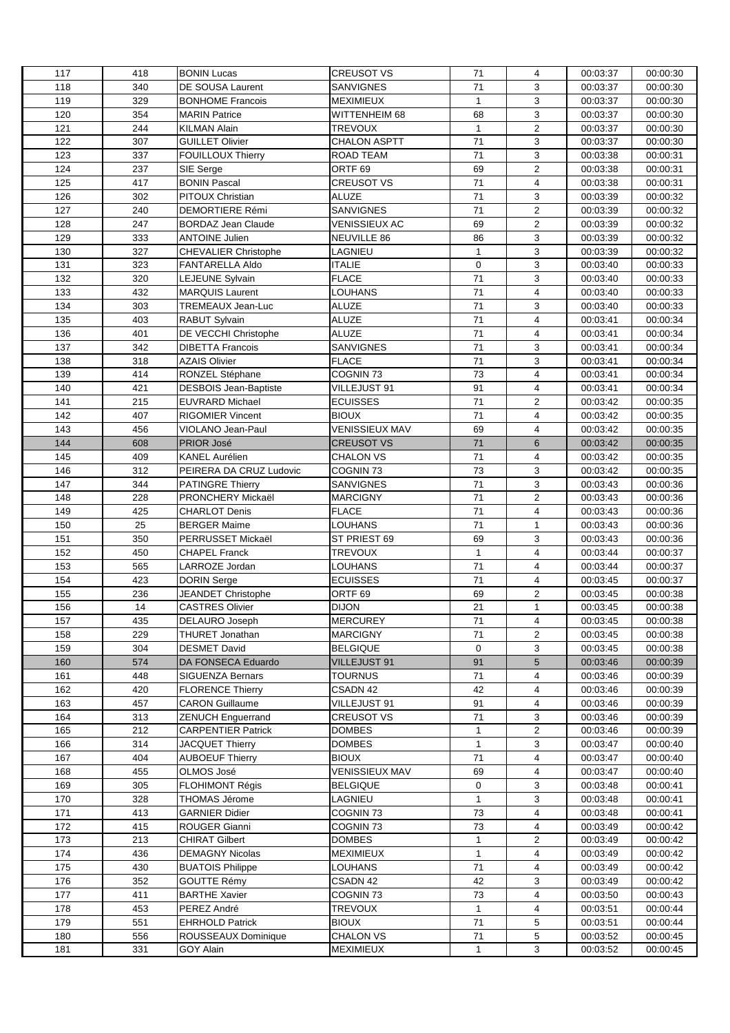| 117 | 418 | BONIN Lucas | CREUSOT VS | 71 | 4 | 00:03:37 | 00:00:30 |
|---|---|---|---|---|---|---|---|
| 118 | 340 | DE SOUSA Laurent | SANVIGNES | 71 | 3 | 00:03:37 | 00:00:30 |
| 119 | 329 | BONHOME Francois | MEXIMIEUX | 1 | 3 | 00:03:37 | 00:00:30 |
| 120 | 354 | MARIN Patrice | WITTENHEIM 68 | 68 | 3 | 00:03:37 | 00:00:30 |
| 121 | 244 | KILMAN Alain | TREVOUX | 1 | 2 | 00:03:37 | 00:00:30 |
| 122 | 307 | GUILLET Olivier | CHALON ASPTT | 71 | 3 | 00:03:37 | 00:00:30 |
| 123 | 337 | FOUILLOUX Thierry | ROAD TEAM | 71 | 3 | 00:03:38 | 00:00:31 |
| 124 | 237 | SIE Serge | ORTF 69 | 69 | 2 | 00:03:38 | 00:00:31 |
| 125 | 417 | BONIN Pascal | CREUSOT VS | 71 | 4 | 00:03:38 | 00:00:31 |
| 126 | 302 | PITOUX Christian | ALUZE | 71 | 3 | 00:03:39 | 00:00:32 |
| 127 | 240 | DEMORTIERE Rémi | SANVIGNES | 71 | 2 | 00:03:39 | 00:00:32 |
| 128 | 247 | BORDAZ Jean Claude | VENISSIEUX AC | 69 | 2 | 00:03:39 | 00:00:32 |
| 129 | 333 | ANTOINE Julien | NEUVILLE 86 | 86 | 3 | 00:03:39 | 00:00:32 |
| 130 | 327 | CHEVALIER Christophe | LAGNIEU | 1 | 3 | 00:03:39 | 00:00:32 |
| 131 | 323 | FANTARELLA Aldo | ITALIE | 0 | 3 | 00:03:40 | 00:00:33 |
| 132 | 320 | LEJEUNE Sylvain | FLACE | 71 | 3 | 00:03:40 | 00:00:33 |
| 133 | 432 | MARQUIS Laurent | LOUHANS | 71 | 4 | 00:03:40 | 00:00:33 |
| 134 | 303 | TREMEAUX Jean-Luc | ALUZE | 71 | 3 | 00:03:40 | 00:00:33 |
| 135 | 403 | RABUT Sylvain | ALUZE | 71 | 4 | 00:03:41 | 00:00:34 |
| 136 | 401 | DE VECCHI Christophe | ALUZE | 71 | 4 | 00:03:41 | 00:00:34 |
| 137 | 342 | DIBETTA Francois | SANVIGNES | 71 | 3 | 00:03:41 | 00:00:34 |
| 138 | 318 | AZAIS Olivier | FLACE | 71 | 3 | 00:03:41 | 00:00:34 |
| 139 | 414 | RONZEL Stéphane | COGNIN 73 | 73 | 4 | 00:03:41 | 00:00:34 |
| 140 | 421 | DESBOIS Jean-Baptiste | VILLEJUST 91 | 91 | 4 | 00:03:41 | 00:00:34 |
| 141 | 215 | EUVRARD Michael | ECUISSES | 71 | 2 | 00:03:42 | 00:00:35 |
| 142 | 407 | RIGOMIER Vincent | BIOUX | 71 | 4 | 00:03:42 | 00:00:35 |
| 143 | 456 | VIOLANO Jean-Paul | VENISSIEUX MAV | 69 | 4 | 00:03:42 | 00:00:35 |
| 144 | 608 | PRIOR José | CREUSOT VS | 71 | 6 | 00:03:42 | 00:00:35 |
| 145 | 409 | KANEL Aurélien | CHALON VS | 71 | 4 | 00:03:42 | 00:00:35 |
| 146 | 312 | PEIRERA DA CRUZ Ludovic | COGNIN 73 | 73 | 3 | 00:03:42 | 00:00:35 |
| 147 | 344 | PATINGRE Thierry | SANVIGNES | 71 | 3 | 00:03:43 | 00:00:36 |
| 148 | 228 | PRONCHERY Mickaël | MARCIGNY | 71 | 2 | 00:03:43 | 00:00:36 |
| 149 | 425 | CHARLOT Denis | FLACE | 71 | 4 | 00:03:43 | 00:00:36 |
| 150 | 25 | BERGER Maime | LOUHANS | 71 | 1 | 00:03:43 | 00:00:36 |
| 151 | 350 | PERRUSSET Mickaël | ST PRIEST 69 | 69 | 3 | 00:03:43 | 00:00:36 |
| 152 | 450 | CHAPEL Franck | TREVOUX | 1 | 4 | 00:03:44 | 00:00:37 |
| 153 | 565 | LARROZE Jordan | LOUHANS | 71 | 4 | 00:03:44 | 00:00:37 |
| 154 | 423 | DORIN Serge | ECUISSES | 71 | 4 | 00:03:45 | 00:00:37 |
| 155 | 236 | JEANDET Christophe | ORTF 69 | 69 | 2 | 00:03:45 | 00:00:38 |
| 156 | 14 | CASTRES Olivier | DIJON | 21 | 1 | 00:03:45 | 00:00:38 |
| 157 | 435 | DELAURO Joseph | MERCUREY | 71 | 4 | 00:03:45 | 00:00:38 |
| 158 | 229 | THURET Jonathan | MARCIGNY | 71 | 2 | 00:03:45 | 00:00:38 |
| 159 | 304 | DESMET David | BELGIQUE | 0 | 3 | 00:03:45 | 00:00:38 |
| 160 | 574 | DA FONSECA Eduardo | VILLEJUST 91 | 91 | 5 | 00:03:46 | 00:00:39 |
| 161 | 448 | SIGUENZA Bernars | TOURNUS | 71 | 4 | 00:03:46 | 00:00:39 |
| 162 | 420 | FLORENCE Thierry | CSADN 42 | 42 | 4 | 00:03:46 | 00:00:39 |
| 163 | 457 | CARON Guillaume | VILLEJUST 91 | 91 | 4 | 00:03:46 | 00:00:39 |
| 164 | 313 | ZENUCH Enguerrand | CREUSOT VS | 71 | 3 | 00:03:46 | 00:00:39 |
| 165 | 212 | CARPENTIER Patrick | DOMBES | 1 | 2 | 00:03:46 | 00:00:39 |
| 166 | 314 | JACQUET Thierry | DOMBES | 1 | 3 | 00:03:47 | 00:00:40 |
| 167 | 404 | AUBOEUF Thierry | BIOUX | 71 | 4 | 00:03:47 | 00:00:40 |
| 168 | 455 | OLMOS José | VENISSIEUX MAV | 69 | 4 | 00:03:47 | 00:00:40 |
| 169 | 305 | FLOHIMONT Régis | BELGIQUE | 0 | 3 | 00:03:48 | 00:00:41 |
| 170 | 328 | THOMAS Jérome | LAGNIEU | 1 | 3 | 00:03:48 | 00:00:41 |
| 171 | 413 | GARNIER Didier | COGNIN 73 | 73 | 4 | 00:03:48 | 00:00:41 |
| 172 | 415 | ROUGER Gianni | COGNIN 73 | 73 | 4 | 00:03:49 | 00:00:42 |
| 173 | 213 | CHIRAT Gilbert | DOMBES | 1 | 2 | 00:03:49 | 00:00:42 |
| 174 | 436 | DEMAGNY Nicolas | MEXIMIEUX | 1 | 4 | 00:03:49 | 00:00:42 |
| 175 | 430 | BUATOIS Philippe | LOUHANS | 71 | 4 | 00:03:49 | 00:00:42 |
| 176 | 352 | GOUTTE Rémy | CSADN 42 | 42 | 3 | 00:03:49 | 00:00:42 |
| 177 | 411 | BARTHE Xavier | COGNIN 73 | 73 | 4 | 00:03:50 | 00:00:43 |
| 178 | 453 | PEREZ André | TREVOUX | 1 | 4 | 00:03:51 | 00:00:44 |
| 179 | 551 | EHRHOLD Patrick | BIOUX | 71 | 5 | 00:03:51 | 00:00:44 |
| 180 | 556 | ROUSSEAUX Dominique | CHALON VS | 71 | 5 | 00:03:52 | 00:00:45 |
| 181 | 331 | GOY Alain | MEXIMIEUX | 1 | 3 | 00:03:52 | 00:00:45 |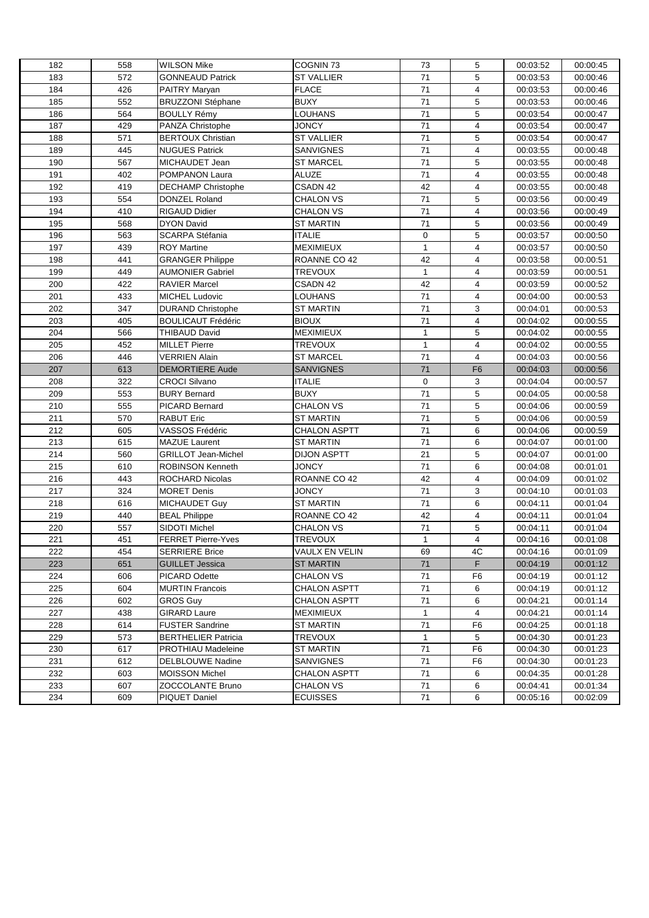| 182 | 558 | WILSON Mike | COGNIN 73 | 73 | 5 | 00:03:52 | 00:00:45 |
|---|---|---|---|---|---|---|---|
| 183 | 572 | GONNEAUD Patrick | ST VALLIER | 71 | 5 | 00:03:53 | 00:00:46 |
| 184 | 426 | PAITRY Maryan | FLACE | 71 | 4 | 00:03:53 | 00:00:46 |
| 185 | 552 | BRUZZONI Stéphane | BUXY | 71 | 5 | 00:03:53 | 00:00:46 |
| 186 | 564 | BOULLY Rémy | LOUHANS | 71 | 5 | 00:03:54 | 00:00:47 |
| 187 | 429 | PANZA Christophe | JONCY | 71 | 4 | 00:03:54 | 00:00:47 |
| 188 | 571 | BERTOUX Christian | ST VALLIER | 71 | 5 | 00:03:54 | 00:00:47 |
| 189 | 445 | NUGUES Patrick | SANVIGNES | 71 | 4 | 00:03:55 | 00:00:48 |
| 190 | 567 | MICHAUDET Jean | ST MARCEL | 71 | 5 | 00:03:55 | 00:00:48 |
| 191 | 402 | POMPANON Laura | ALUZE | 71 | 4 | 00:03:55 | 00:00:48 |
| 192 | 419 | DECHAMP Christophe | CSADN 42 | 42 | 4 | 00:03:55 | 00:00:48 |
| 193 | 554 | DONZEL Roland | CHALON VS | 71 | 5 | 00:03:56 | 00:00:49 |
| 194 | 410 | RIGAUD Didier | CHALON VS | 71 | 4 | 00:03:56 | 00:00:49 |
| 195 | 568 | DYON David | ST MARTIN | 71 | 5 | 00:03:56 | 00:00:49 |
| 196 | 563 | SCARPA Stéfania | ITALIE | 0 | 5 | 00:03:57 | 00:00:50 |
| 197 | 439 | ROY Martine | MEXIMIEUX | 1 | 4 | 00:03:57 | 00:00:50 |
| 198 | 441 | GRANGER Philippe | ROANNE CO 42 | 42 | 4 | 00:03:58 | 00:00:51 |
| 199 | 449 | AUMONIER Gabriel | TREVOUX | 1 | 4 | 00:03:59 | 00:00:51 |
| 200 | 422 | RAVIER Marcel | CSADN 42 | 42 | 4 | 00:03:59 | 00:00:52 |
| 201 | 433 | MICHEL Ludovic | LOUHANS | 71 | 4 | 00:04:00 | 00:00:53 |
| 202 | 347 | DURAND Christophe | ST MARTIN | 71 | 3 | 00:04:01 | 00:00:53 |
| 203 | 405 | BOULICAUT Frédéric | BIOUX | 71 | 4 | 00:04:02 | 00:00:55 |
| 204 | 566 | THIBAUD David | MEXIMIEUX | 1 | 5 | 00:04:02 | 00:00:55 |
| 205 | 452 | MILLET Pierre | TREVOUX | 1 | 4 | 00:04:02 | 00:00:55 |
| 206 | 446 | VERRIEN Alain | ST MARCEL | 71 | 4 | 00:04:03 | 00:00:56 |
| 207 | 613 | DEMORTIERE Aude | SANVIGNES | 71 | F6 | 00:04:03 | 00:00:56 |
| 208 | 322 | CROCI Silvano | ITALIE | 0 | 3 | 00:04:04 | 00:00:57 |
| 209 | 553 | BURY Bernard | BUXY | 71 | 5 | 00:04:05 | 00:00:58 |
| 210 | 555 | PICARD Bernard | CHALON VS | 71 | 5 | 00:04:06 | 00:00:59 |
| 211 | 570 | RABUT Eric | ST MARTIN | 71 | 5 | 00:04:06 | 00:00:59 |
| 212 | 605 | VASSOS Frédéric | CHALON ASPTT | 71 | 6 | 00:04:06 | 00:00:59 |
| 213 | 615 | MAZUE Laurent | ST MARTIN | 71 | 6 | 00:04:07 | 00:01:00 |
| 214 | 560 | GRILLOT Jean-Michel | DIJON ASPTT | 21 | 5 | 00:04:07 | 00:01:00 |
| 215 | 610 | ROBINSON Kenneth | JONCY | 71 | 6 | 00:04:08 | 00:01:01 |
| 216 | 443 | ROCHARD Nicolas | ROANNE CO 42 | 42 | 4 | 00:04:09 | 00:01:02 |
| 217 | 324 | MORET Denis | JONCY | 71 | 3 | 00:04:10 | 00:01:03 |
| 218 | 616 | MICHAUDET Guy | ST MARTIN | 71 | 6 | 00:04:11 | 00:01:04 |
| 219 | 440 | BEAL Philippe | ROANNE CO 42 | 42 | 4 | 00:04:11 | 00:01:04 |
| 220 | 557 | SIDOTI Michel | CHALON VS | 71 | 5 | 00:04:11 | 00:01:04 |
| 221 | 451 | FERRET Pierre-Yves | TREVOUX | 1 | 4 | 00:04:16 | 00:01:08 |
| 222 | 454 | SERRIERE Brice | VAULX EN VELIN | 69 | 4C | 00:04:16 | 00:01:09 |
| 223 | 651 | GUILLET Jessica | ST MARTIN | 71 | F | 00:04:19 | 00:01:12 |
| 224 | 606 | PICARD Odette | CHALON VS | 71 | F6 | 00:04:19 | 00:01:12 |
| 225 | 604 | MURTIN Francois | CHALON ASPTT | 71 | 6 | 00:04:19 | 00:01:12 |
| 226 | 602 | GROS Guy | CHALON ASPTT | 71 | 6 | 00:04:21 | 00:01:14 |
| 227 | 438 | GIRARD Laure | MEXIMIEUX | 1 | 4 | 00:04:21 | 00:01:14 |
| 228 | 614 | FUSTER Sandrine | ST MARTIN | 71 | F6 | 00:04:25 | 00:01:18 |
| 229 | 573 | BERTHELIER Patricia | TREVOUX | 1 | 5 | 00:04:30 | 00:01:23 |
| 230 | 617 | PROTHIAU Madeleine | ST MARTIN | 71 | F6 | 00:04:30 | 00:01:23 |
| 231 | 612 | DELBLOUWE Nadine | SANVIGNES | 71 | F6 | 00:04:30 | 00:01:23 |
| 232 | 603 | MOISSON Michel | CHALON ASPTT | 71 | 6 | 00:04:35 | 00:01:28 |
| 233 | 607 | ZOCCOLANTE Bruno | CHALON VS | 71 | 6 | 00:04:41 | 00:01:34 |
| 234 | 609 | PIQUET Daniel | ECUISSES | 71 | 6 | 00:05:16 | 00:02:09 |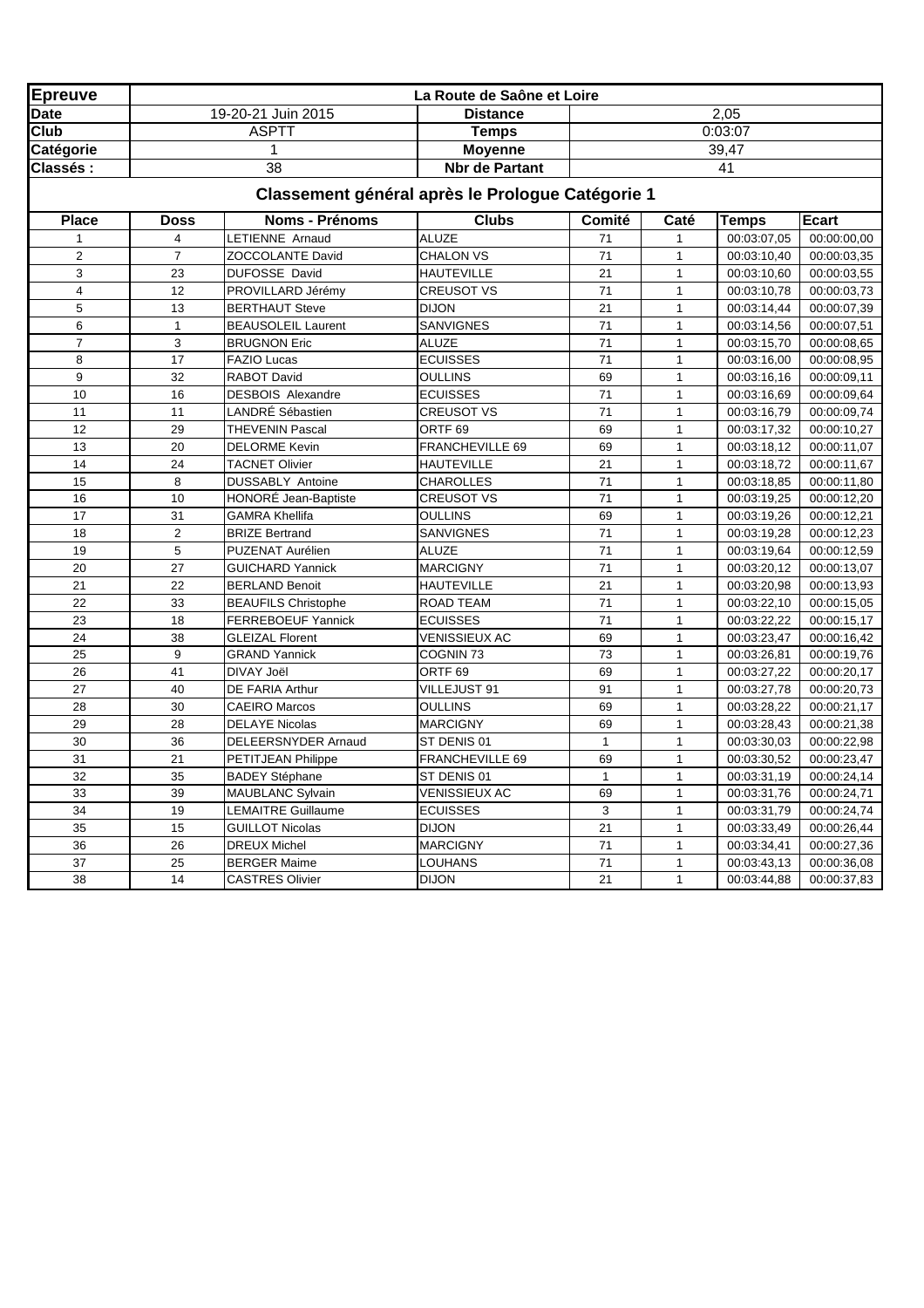| Epreuve | La Route de Saône et Loire | | |
|---|---|---|---|
| Date | 19-20-21 Juin 2015 | Distance | 2,05 |
| Club | ASPTT | Temps | 0:03:07 |
| Catégorie | 1 | Moyenne | 39,47 |
| Classés : | 38 | Nbr de Partant | 41 |

## Classement général après le Prologue Catégorie 1

| Place | Doss | Noms - Prénoms | Clubs | Comité | Caté | Temps | Ecart |
|---|---|---|---|---|---|---|---|
| 1 | 4 | LETIENNE Arnaud | ALUZE | 71 | 1 | 00:03:07,05 | 00:00:00,00 |
| 2 | 7 | ZOCCOLANTE David | CHALON VS | 71 | 1 | 00:03:10,40 | 00:00:03,35 |
| 3 | 23 | DUFOSSE David | HAUTEVILLE | 21 | 1 | 00:03:10,60 | 00:00:03,55 |
| 4 | 12 | PROVILLARD Jérémy | CREUSOT VS | 71 | 1 | 00:03:10,78 | 00:00:03,73 |
| 5 | 13 | BERTHAUT Steve | DIJON | 21 | 1 | 00:03:14,44 | 00:00:07,39 |
| 6 | 1 | BEAUSOLEIL Laurent | SANVIGNES | 71 | 1 | 00:03:14,56 | 00:00:07,51 |
| 7 | 3 | BRUGNON Eric | ALUZE | 71 | 1 | 00:03:15,70 | 00:00:08,65 |
| 8 | 17 | FAZIO Lucas | ECUISSES | 71 | 1 | 00:03:16,00 | 00:00:08,95 |
| 9 | 32 | RABOT David | OULLINS | 69 | 1 | 00:03:16,16 | 00:00:09,11 |
| 10 | 16 | DESBOIS Alexandre | ECUISSES | 71 | 1 | 00:03:16,69 | 00:00:09,64 |
| 11 | 11 | LANDRÉ Sébastien | CREUSOT VS | 71 | 1 | 00:03:16,79 | 00:00:09,74 |
| 12 | 29 | THEVENIN Pascal | ORTF 69 | 69 | 1 | 00:03:17,32 | 00:00:10,27 |
| 13 | 20 | DELORME Kevin | FRANCHEVILLE 69 | 69 | 1 | 00:03:18,12 | 00:00:11,07 |
| 14 | 24 | TACNET Olivier | HAUTEVILLE | 21 | 1 | 00:03:18,72 | 00:00:11,67 |
| 15 | 8 | DUSSABLY Antoine | CHAROLLES | 71 | 1 | 00:03:18,85 | 00:00:11,80 |
| 16 | 10 | HONORÉ Jean-Baptiste | CREUSOT VS | 71 | 1 | 00:03:19,25 | 00:00:12,20 |
| 17 | 31 | GAMRA Khellifa | OULLINS | 69 | 1 | 00:03:19,26 | 00:00:12,21 |
| 18 | 2 | BRIZE Bertrand | SANVIGNES | 71 | 1 | 00:03:19,28 | 00:00:12,23 |
| 19 | 5 | PUZENAT Aurélien | ALUZE | 71 | 1 | 00:03:19,64 | 00:00:12,59 |
| 20 | 27 | GUICHARD Yannick | MARCIGNY | 71 | 1 | 00:03:20,12 | 00:00:13,07 |
| 21 | 22 | BERLAND Benoit | HAUTEVILLE | 21 | 1 | 00:03:20,98 | 00:00:13,93 |
| 22 | 33 | BEAUFILS Christophe | ROAD TEAM | 71 | 1 | 00:03:22,10 | 00:00:15,05 |
| 23 | 18 | FERREBOEUF Yannick | ECUISSES | 71 | 1 | 00:03:22,22 | 00:00:15,17 |
| 24 | 38 | GLEIZAL Florent | VENISSIEUX AC | 69 | 1 | 00:03:23,47 | 00:00:16,42 |
| 25 | 9 | GRAND Yannick | COGNIN 73 | 73 | 1 | 00:03:26,81 | 00:00:19,76 |
| 26 | 41 | DIVAY Joël | ORTF 69 | 69 | 1 | 00:03:27,22 | 00:00:20,17 |
| 27 | 40 | DE FARIA Arthur | VILLEJUST 91 | 91 | 1 | 00:03:27,78 | 00:00:20,73 |
| 28 | 30 | CAEIRO Marcos | OULLINS | 69 | 1 | 00:03:28,22 | 00:00:21,17 |
| 29 | 28 | DELAYE Nicolas | MARCIGNY | 69 | 1 | 00:03:28,43 | 00:00:21,38 |
| 30 | 36 | DELEERSNYDER Arnaud | ST DENIS 01 | 1 | 1 | 00:03:30,03 | 00:00:22,98 |
| 31 | 21 | PETITJEAN Philippe | FRANCHEVILLE 69 | 69 | 1 | 00:03:30,52 | 00:00:23,47 |
| 32 | 35 | BADEY Stéphane | ST DENIS 01 | 1 | 1 | 00:03:31,19 | 00:00:24,14 |
| 33 | 39 | MAUBLANC Sylvain | VENISSIEUX AC | 69 | 1 | 00:03:31,76 | 00:00:24,71 |
| 34 | 19 | LEMAITRE Guillaume | ECUISSES | 3 | 1 | 00:03:31,79 | 00:00:24,74 |
| 35 | 15 | GUILLOT Nicolas | DIJON | 21 | 1 | 00:03:33,49 | 00:00:26,44 |
| 36 | 26 | DREUX Michel | MARCIGNY | 71 | 1 | 00:03:34,41 | 00:00:27,36 |
| 37 | 25 | BERGER Maime | LOUHANS | 71 | 1 | 00:03:43,13 | 00:00:36,08 |
| 38 | 14 | CASTRES Olivier | DIJON | 21 | 1 | 00:03:44,88 | 00:00:37,83 |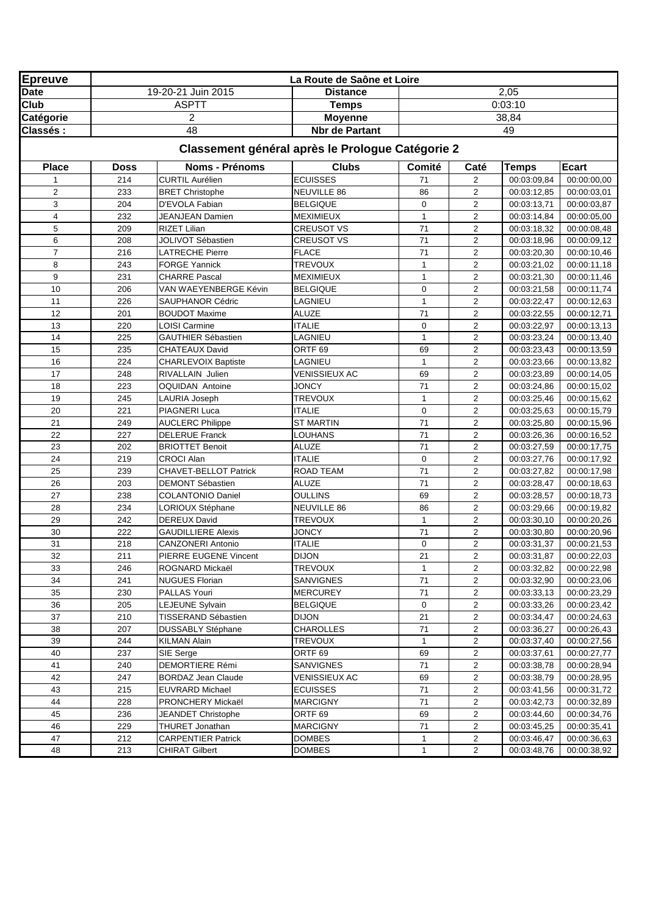| **Epreuve** | La Route de Saône et Loire | | |
|---|---|---|---|
| **Date** | 19-20-21 Juin 2015 | **Distance** | 2,05 |
| **Club** | ASPTT | **Temps** | 0:03:10 |
| **Catégorie** | 2 | **Moyenne** | 38,84 |
| **Classés :** | 48 | **Nbr de Partant** | 49 |

## Classement général après le Prologue Catégorie 2

| Place | Doss | Noms - Prénoms | Clubs | Comité | Caté | Temps | Ecart |
|---|---|---|---|---|---|---|---|
| 1 | 214 | CURTIL Aurélien | ECUISSES | 71 | 2 | 00:03:09,84 | 00:00:00,00 |
| 2 | 233 | BRET Christophe | NEUVILLE 86 | 86 | 2 | 00:03:12,85 | 00:00:03,01 |
| 3 | 204 | D'EVOLA Fabian | BELGIQUE | 0 | 2 | 00:03:13,71 | 00:00:03,87 |
| 4 | 232 | JEANJEAN Damien | MEXIMIEUX | 1 | 2 | 00:03:14,84 | 00:00:05,00 |
| 5 | 209 | RIZET Lilian | CREUSOT VS | 71 | 2 | 00:03:18,32 | 00:00:08,48 |
| 6 | 208 | JOLIVOT Sébastien | CREUSOT VS | 71 | 2 | 00:03:18,96 | 00:00:09,12 |
| 7 | 216 | LATRECHE Pierre | FLACE | 71 | 2 | 00:03:20,30 | 00:00:10,46 |
| 8 | 243 | FORGE Yannick | TREVOUX | 1 | 2 | 00:03:21,02 | 00:00:11,18 |
| 9 | 231 | CHARRE Pascal | MEXIMIEUX | 1 | 2 | 00:03:21,30 | 00:00:11,46 |
| 10 | 206 | VAN WAEYENBERGE Kévin | BELGIQUE | 0 | 2 | 00:03:21,58 | 00:00:11,74 |
| 11 | 226 | SAUPHANOR Cédric | LAGNIEU | 1 | 2 | 00:03:22,47 | 00:00:12,63 |
| 12 | 201 | BOUDOT Maxime | ALUZE | 71 | 2 | 00:03:22,55 | 00:00:12,71 |
| 13 | 220 | LOISI Carmine | ITALIE | 0 | 2 | 00:03:22,97 | 00:00:13,13 |
| 14 | 225 | GAUTHIER Sébastien | LAGNIEU | 1 | 2 | 00:03:23,24 | 00:00:13,40 |
| 15 | 235 | CHATEAUX David | ORTF 69 | 69 | 2 | 00:03:23,43 | 00:00:13,59 |
| 16 | 224 | CHARLEVOIX Baptiste | LAGNIEU | 1 | 2 | 00:03:23,66 | 00:00:13,82 |
| 17 | 248 | RIVALLAIN Julien | VENISSIEUX AC | 69 | 2 | 00:03:23,89 | 00:00:14,05 |
| 18 | 223 | OQUIDAN Antoine | JONCY | 71 | 2 | 00:03:24,86 | 00:00:15,02 |
| 19 | 245 | LAURIA Joseph | TREVOUX | 1 | 2 | 00:03:25,46 | 00:00:15,62 |
| 20 | 221 | PIAGNERI Luca | ITALIE | 0 | 2 | 00:03:25,63 | 00:00:15,79 |
| 21 | 249 | AUCLERC Philippe | ST MARTIN | 71 | 2 | 00:03:25,80 | 00:00:15,96 |
| 22 | 227 | DELERUE Franck | LOUHANS | 71 | 2 | 00:03:26,36 | 00:00:16,52 |
| 23 | 202 | BRIOTTET Benoit | ALUZE | 71 | 2 | 00:03:27,59 | 00:00:17,75 |
| 24 | 219 | CROCI Alan | ITALIE | 0 | 2 | 00:03:27,76 | 00:00:17,92 |
| 25 | 239 | CHAVET-BELLOT Patrick | ROAD TEAM | 71 | 2 | 00:03:27,82 | 00:00:17,98 |
| 26 | 203 | DEMONT Sébastien | ALUZE | 71 | 2 | 00:03:28,47 | 00:00:18,63 |
| 27 | 238 | COLANTONIO Daniel | OULLINS | 69 | 2 | 00:03:28,57 | 00:00:18,73 |
| 28 | 234 | LORIOUX Stéphane | NEUVILLE 86 | 86 | 2 | 00:03:29,66 | 00:00:19,82 |
| 29 | 242 | DEREUX David | TREVOUX | 1 | 2 | 00:03:30,10 | 00:00:20,26 |
| 30 | 222 | GAUDILLIERE Alexis | JONCY | 71 | 2 | 00:03:30,80 | 00:00:20,96 |
| 31 | 218 | CANZONERI Antonio | ITALIE | 0 | 2 | 00:03:31,37 | 00:00:21,53 |
| 32 | 211 | PIERRE EUGENE Vincent | DIJON | 21 | 2 | 00:03:31,87 | 00:00:22,03 |
| 33 | 246 | ROGNARD Mickaël | TREVOUX | 1 | 2 | 00:03:32,82 | 00:00:22,98 |
| 34 | 241 | NUGUES Florian | SANVIGNES | 71 | 2 | 00:03:32,90 | 00:00:23,06 |
| 35 | 230 | PALLAS Youri | MERCUREY | 71 | 2 | 00:03:33,13 | 00:00:23,29 |
| 36 | 205 | LEJEUNE Sylvain | BELGIQUE | 0 | 2 | 00:03:33,26 | 00:00:23,42 |
| 37 | 210 | TISSERAND Sébastien | DIJON | 21 | 2 | 00:03:34,47 | 00:00:24,63 |
| 38 | 207 | DUSSABLY Stéphane | CHAROLLES | 71 | 2 | 00:03:36,27 | 00:00:26,43 |
| 39 | 244 | KILMAN Alain | TREVOUX | 1 | 2 | 00:03:37,40 | 00:00:27,56 |
| 40 | 237 | SIE Serge | ORTF 69 | 69 | 2 | 00:03:37,61 | 00:00:27,77 |
| 41 | 240 | DEMORTIERE Rémi | SANVIGNES | 71 | 2 | 00:03:38,78 | 00:00:28,94 |
| 42 | 247 | BORDAZ Jean Claude | VENISSIEUX AC | 69 | 2 | 00:03:38,79 | 00:00:28,95 |
| 43 | 215 | EUVRARD Michael | ECUISSES | 71 | 2 | 00:03:41,56 | 00:00:31,72 |
| 44 | 228 | PRONCHERY Mickaël | MARCIGNY | 71 | 2 | 00:03:42,73 | 00:00:32,89 |
| 45 | 236 | JEANDET Christophe | ORTF 69 | 69 | 2 | 00:03:44,60 | 00:00:34,76 |
| 46 | 229 | THURET Jonathan | MARCIGNY | 71 | 2 | 00:03:45,25 | 00:00:35,41 |
| 47 | 212 | CARPENTIER Patrick | DOMBES | 1 | 2 | 00:03:46,47 | 00:00:36,63 |
| 48 | 213 | CHIRAT Gilbert | DOMBES | 1 | 2 | 00:03:48,76 | 00:00:38,92 |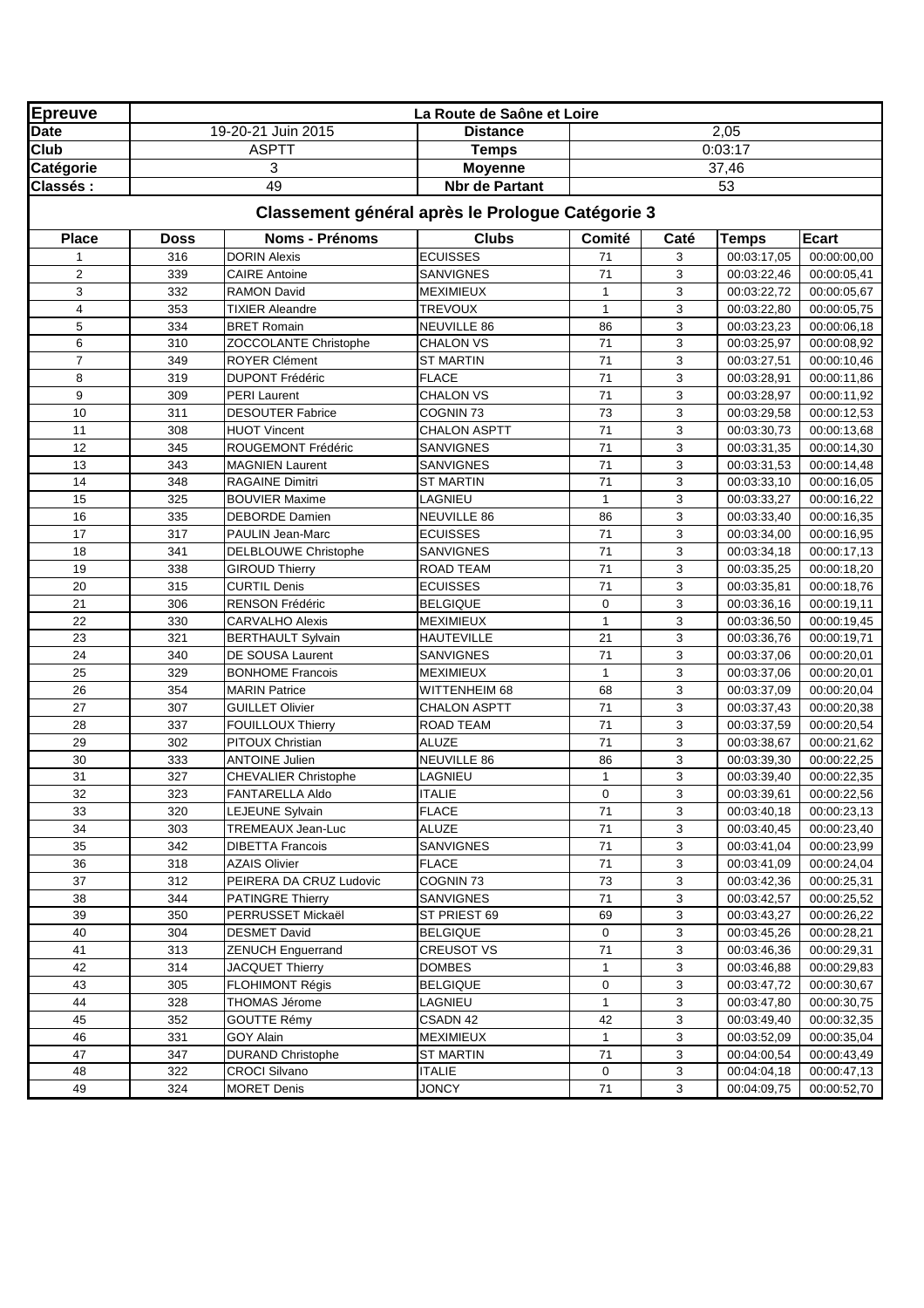| Epreuve | La Route de Saône et Loire | | |
|---|---|---|---|
| Date | 19-20-21 Juin 2015 | Distance | 2,05 |
| Club | ASPTT | Temps | 0:03:17 |
| Catégorie | 3 | Moyenne | 37,46 |
| Classés : | 49 | Nbr de Partant | 53 |

## Classement général après le Prologue Catégorie 3

| Place | Doss | Noms - Prénoms | Clubs | Comité | Caté | Temps | Ecart |
|---|---|---|---|---|---|---|---|
| 1 | 316 | DORIN Alexis | ECUISSES | 71 | 3 | 00:03:17,05 | 00:00:00,00 |
| 2 | 339 | CAIRE Antoine | SANVIGNES | 71 | 3 | 00:03:22,46 | 00:00:05,41 |
| 3 | 332 | RAMON David | MEXIMIEUX | 1 | 3 | 00:03:22,72 | 00:00:05,67 |
| 4 | 353 | TIXIER Aleandre | TREVOUX | 1 | 3 | 00:03:22,80 | 00:00:05,75 |
| 5 | 334 | BRET Romain | NEUVILLE 86 | 86 | 3 | 00:03:23,23 | 00:00:06,18 |
| 6 | 310 | ZOCCOLANTE Christophe | CHALON VS | 71 | 3 | 00:03:25,97 | 00:00:08,92 |
| 7 | 349 | ROYER Clément | ST MARTIN | 71 | 3 | 00:03:27,51 | 00:00:10,46 |
| 8 | 319 | DUPONT Frédéric | FLACE | 71 | 3 | 00:03:28,91 | 00:00:11,86 |
| 9 | 309 | PERI Laurent | CHALON VS | 71 | 3 | 00:03:28,97 | 00:00:11,92 |
| 10 | 311 | DESOUTER Fabrice | COGNIN 73 | 73 | 3 | 00:03:29,58 | 00:00:12,53 |
| 11 | 308 | HUOT Vincent | CHALON ASPTT | 71 | 3 | 00:03:30,73 | 00:00:13,68 |
| 12 | 345 | ROUGEMONT Frédéric | SANVIGNES | 71 | 3 | 00:03:31,35 | 00:00:14,30 |
| 13 | 343 | MAGNIEN Laurent | SANVIGNES | 71 | 3 | 00:03:31,53 | 00:00:14,48 |
| 14 | 348 | RAGAINE Dimitri | ST MARTIN | 71 | 3 | 00:03:33,10 | 00:00:16,05 |
| 15 | 325 | BOUVIER Maxime | LAGNIEU | 1 | 3 | 00:03:33,27 | 00:00:16,22 |
| 16 | 335 | DEBORDE Damien | NEUVILLE 86 | 86 | 3 | 00:03:33,40 | 00:00:16,35 |
| 17 | 317 | PAULIN Jean-Marc | ECUISSES | 71 | 3 | 00:03:34,00 | 00:00:16,95 |
| 18 | 341 | DELBLOUWE Christophe | SANVIGNES | 71 | 3 | 00:03:34,18 | 00:00:17,13 |
| 19 | 338 | GIROUD Thierry | ROAD TEAM | 71 | 3 | 00:03:35,25 | 00:00:18,20 |
| 20 | 315 | CURTIL Denis | ECUISSES | 71 | 3 | 00:03:35,81 | 00:00:18,76 |
| 21 | 306 | RENSON Frédéric | BELGIQUE | 0 | 3 | 00:03:36,16 | 00:00:19,11 |
| 22 | 330 | CARVALHO Alexis | MEXIMIEUX | 1 | 3 | 00:03:36,50 | 00:00:19,45 |
| 23 | 321 | BERTHAULT Sylvain | HAUTEVILLE | 21 | 3 | 00:03:36,76 | 00:00:19,71 |
| 24 | 340 | DE SOUSA Laurent | SANVIGNES | 71 | 3 | 00:03:37,06 | 00:00:20,01 |
| 25 | 329 | BONHOME Francois | MEXIMIEUX | 1 | 3 | 00:03:37,06 | 00:00:20,01 |
| 26 | 354 | MARIN Patrice | WITTENHEIM 68 | 68 | 3 | 00:03:37,09 | 00:00:20,04 |
| 27 | 307 | GUILLET Olivier | CHALON ASPTT | 71 | 3 | 00:03:37,43 | 00:00:20,38 |
| 28 | 337 | FOUILLOUX Thierry | ROAD TEAM | 71 | 3 | 00:03:37,59 | 00:00:20,54 |
| 29 | 302 | PITOUX Christian | ALUZE | 71 | 3 | 00:03:38,67 | 00:00:21,62 |
| 30 | 333 | ANTOINE Julien | NEUVILLE 86 | 86 | 3 | 00:03:39,30 | 00:00:22,25 |
| 31 | 327 | CHEVALIER Christophe | LAGNIEU | 1 | 3 | 00:03:39,40 | 00:00:22,35 |
| 32 | 323 | FANTARELLA Aldo | ITALIE | 0 | 3 | 00:03:39,61 | 00:00:22,56 |
| 33 | 320 | LEJEUNE Sylvain | FLACE | 71 | 3 | 00:03:40,18 | 00:00:23,13 |
| 34 | 303 | TREMEAUX Jean-Luc | ALUZE | 71 | 3 | 00:03:40,45 | 00:00:23,40 |
| 35 | 342 | DIBETTA Francois | SANVIGNES | 71 | 3 | 00:03:41,04 | 00:00:23,99 |
| 36 | 318 | AZAIS Olivier | FLACE | 71 | 3 | 00:03:41,09 | 00:00:24,04 |
| 37 | 312 | PEIRERA DA CRUZ Ludovic | COGNIN 73 | 73 | 3 | 00:03:42,36 | 00:00:25,31 |
| 38 | 344 | PATINGRE Thierry | SANVIGNES | 71 | 3 | 00:03:42,57 | 00:00:25,52 |
| 39 | 350 | PERRUSSET Mickaël | ST PRIEST 69 | 69 | 3 | 00:03:43,27 | 00:00:26,22 |
| 40 | 304 | DESMET David | BELGIQUE | 0 | 3 | 00:03:45,26 | 00:00:28,21 |
| 41 | 313 | ZENUCH Enguerrand | CREUSOT VS | 71 | 3 | 00:03:46,36 | 00:00:29,31 |
| 42 | 314 | JACQUET Thierry | DOMBES | 1 | 3 | 00:03:46,88 | 00:00:29,83 |
| 43 | 305 | FLOHIMONT Régis | BELGIQUE | 0 | 3 | 00:03:47,72 | 00:00:30,67 |
| 44 | 328 | THOMAS Jérome | LAGNIEU | 1 | 3 | 00:03:47,80 | 00:00:30,75 |
| 45 | 352 | GOUTTE Rémy | CSADN 42 | 42 | 3 | 00:03:49,40 | 00:00:32,35 |
| 46 | 331 | GOY Alain | MEXIMIEUX | 1 | 3 | 00:03:52,09 | 00:00:35,04 |
| 47 | 347 | DURAND Christophe | ST MARTIN | 71 | 3 | 00:04:00,54 | 00:00:43,49 |
| 48 | 322 | CROCI Silvano | ITALIE | 0 | 3 | 00:04:04,18 | 00:00:47,13 |
| 49 | 324 | MORET Denis | JONCY | 71 | 3 | 00:04:09,75 | 00:00:52,70 |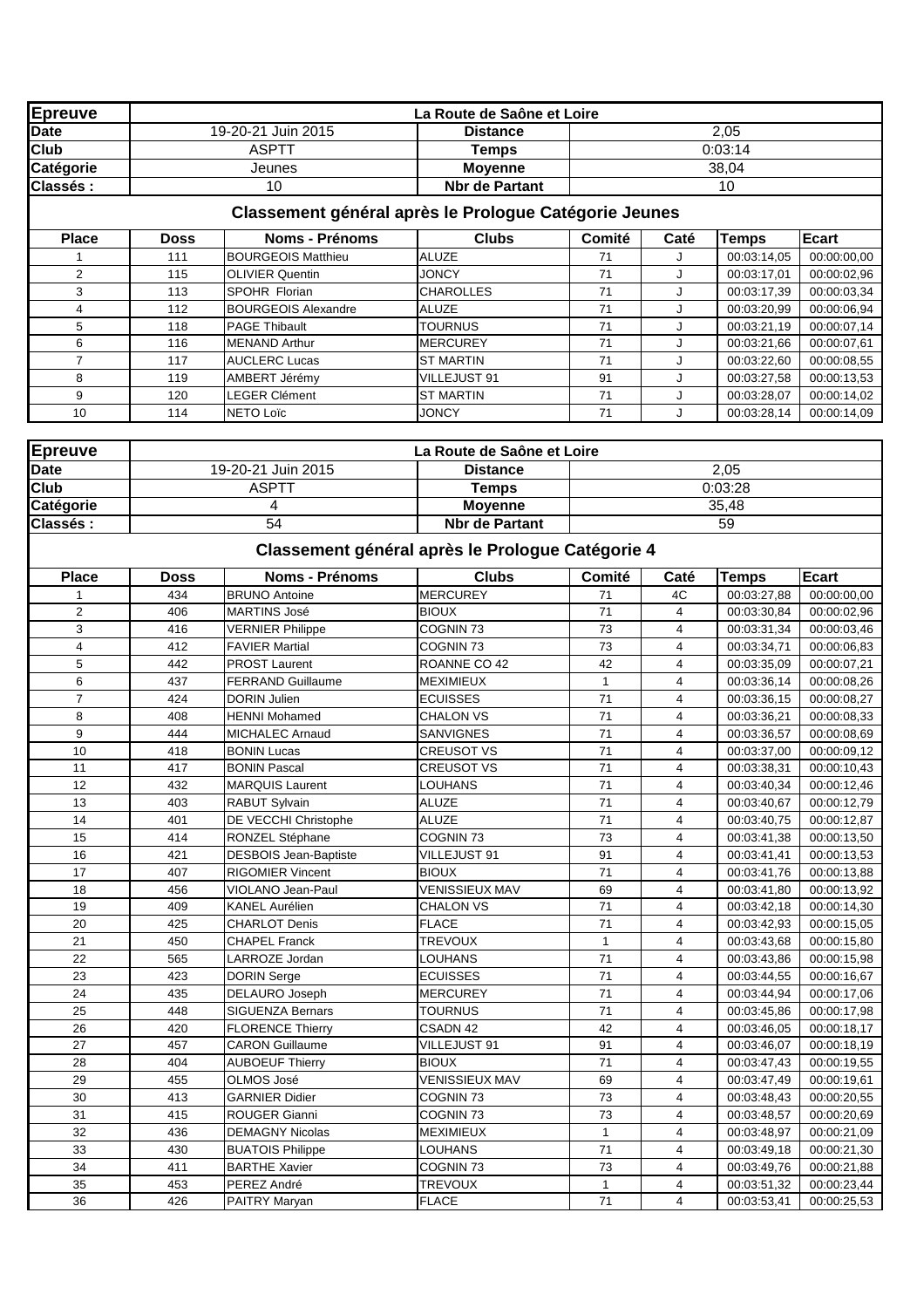| Epreuve | La Route de Saône et Loire | | |
|---|---|---|---|
| Date | 19-20-21 Juin 2015 | Distance | 2,05 |
| Club | ASPTT | Temps | 0:03:14 |
| Catégorie | Jeunes | Moyenne | 38,04 |
| Classés : | 10 | Nbr de Partant | 10 |

## Classement général après le Prologue Catégorie Jeunes

| Place | Doss | Noms - Prénoms | Clubs | Comité | Caté | Temps | Ecart |
|---|---|---|---|---|---|---|---|
| 1 | 111 | BOURGEOIS Matthieu | ALUZE | 71 | J | 00:03:14,05 | 00:00:00,00 |
| 2 | 115 | OLIVIER Quentin | JONCY | 71 | J | 00:03:17,01 | 00:00:02,96 |
| 3 | 113 | SPOHR Florian | CHAROLLES | 71 | J | 00:03:17,39 | 00:00:03,34 |
| 4 | 112 | BOURGEOIS Alexandre | ALUZE | 71 | J | 00:03:20,99 | 00:00:06,94 |
| 5 | 118 | PAGE Thibault | TOURNUS | 71 | J | 00:03:21,19 | 00:00:07,14 |
| 6 | 116 | MENAND Arthur | MERCUREY | 71 | J | 00:03:21,66 | 00:00:07,61 |
| 7 | 117 | AUCLERC Lucas | ST MARTIN | 71 | J | 00:03:22,60 | 00:00:08,55 |
| 8 | 119 | AMBERT Jérémy | VILLEJUST 91 | 91 | J | 00:03:27,58 | 00:00:13,53 |
| 9 | 120 | LEGER Clément | ST MARTIN | 71 | J | 00:03:28,07 | 00:00:14,02 |
| 10 | 114 | NETO Loïc | JONCY | 71 | J | 00:03:28,14 | 00:00:14,09 |

| Epreuve | La Route de Saône et Loire | | |
|---|---|---|---|
| Date | 19-20-21 Juin 2015 | Distance | 2,05 |
| Club | ASPTT | Temps | 0:03:28 |
| Catégorie | 4 | Moyenne | 35,48 |
| Classés : | 54 | Nbr de Partant | 59 |

## Classement général après le Prologue Catégorie 4

| Place | Doss | Noms - Prénoms | Clubs | Comité | Caté | Temps | Ecart |
|---|---|---|---|---|---|---|---|
| 1 | 434 | BRUNO Antoine | MERCUREY | 71 | 4C | 00:03:27,88 | 00:00:00,00 |
| 2 | 406 | MARTINS José | BIOUX | 71 | 4 | 00:03:30,84 | 00:00:02,96 |
| 3 | 416 | VERNIER Philippe | COGNIN 73 | 73 | 4 | 00:03:31,34 | 00:00:03,46 |
| 4 | 412 | FAVIER Martial | COGNIN 73 | 73 | 4 | 00:03:34,71 | 00:00:06,83 |
| 5 | 442 | PROST Laurent | ROANNE CO 42 | 42 | 4 | 00:03:35,09 | 00:00:07,21 |
| 6 | 437 | FERRAND Guillaume | MEXIMIEUX | 1 | 4 | 00:03:36,14 | 00:00:08,26 |
| 7 | 424 | DORIN Julien | ECUISSES | 71 | 4 | 00:03:36,15 | 00:00:08,27 |
| 8 | 408 | HENNI Mohamed | CHALON VS | 71 | 4 | 00:03:36,21 | 00:00:08,33 |
| 9 | 444 | MICHALEC Arnaud | SANVIGNES | 71 | 4 | 00:03:36,57 | 00:00:08,69 |
| 10 | 418 | BONIN Lucas | CREUSOT VS | 71 | 4 | 00:03:37,00 | 00:00:09,12 |
| 11 | 417 | BONIN Pascal | CREUSOT VS | 71 | 4 | 00:03:38,31 | 00:00:10,43 |
| 12 | 432 | MARQUIS Laurent | LOUHANS | 71 | 4 | 00:03:40,34 | 00:00:12,46 |
| 13 | 403 | RABUT Sylvain | ALUZE | 71 | 4 | 00:03:40,67 | 00:00:12,79 |
| 14 | 401 | DE VECCHI Christophe | ALUZE | 71 | 4 | 00:03:40,75 | 00:00:12,87 |
| 15 | 414 | RONZEL Stéphane | COGNIN 73 | 73 | 4 | 00:03:41,38 | 00:00:13,50 |
| 16 | 421 | DESBOIS Jean-Baptiste | VILLEJUST 91 | 91 | 4 | 00:03:41,41 | 00:00:13,53 |
| 17 | 407 | RIGOMIER Vincent | BIOUX | 71 | 4 | 00:03:41,76 | 00:00:13,88 |
| 18 | 456 | VIOLANO Jean-Paul | VENISSIEUX MAV | 69 | 4 | 00:03:41,80 | 00:00:13,92 |
| 19 | 409 | KANEL Aurélien | CHALON VS | 71 | 4 | 00:03:42,18 | 00:00:14,30 |
| 20 | 425 | CHARLOT Denis | FLACE | 71 | 4 | 00:03:42,93 | 00:00:15,05 |
| 21 | 450 | CHAPEL Franck | TREVOUX | 1 | 4 | 00:03:43,68 | 00:00:15,80 |
| 22 | 565 | LARROZE Jordan | LOUHANS | 71 | 4 | 00:03:43,86 | 00:00:15,98 |
| 23 | 423 | DORIN Serge | ECUISSES | 71 | 4 | 00:03:44,55 | 00:00:16,67 |
| 24 | 435 | DELAURO Joseph | MERCUREY | 71 | 4 | 00:03:44,94 | 00:00:17,06 |
| 25 | 448 | SIGUENZA Bernars | TOURNUS | 71 | 4 | 00:03:45,86 | 00:00:17,98 |
| 26 | 420 | FLORENCE Thierry | CSADN 42 | 42 | 4 | 00:03:46,05 | 00:00:18,17 |
| 27 | 457 | CARON Guillaume | VILLEJUST 91 | 91 | 4 | 00:03:46,07 | 00:00:18,19 |
| 28 | 404 | AUBOEUF Thierry | BIOUX | 71 | 4 | 00:03:47,43 | 00:00:19,55 |
| 29 | 455 | OLMOS José | VENISSIEUX MAV | 69 | 4 | 00:03:47,49 | 00:00:19,61 |
| 30 | 413 | GARNIER Didier | COGNIN 73 | 73 | 4 | 00:03:48,43 | 00:00:20,55 |
| 31 | 415 | ROUGER Gianni | COGNIN 73 | 73 | 4 | 00:03:48,57 | 00:00:20,69 |
| 32 | 436 | DEMAGNY Nicolas | MEXIMIEUX | 1 | 4 | 00:03:48,97 | 00:00:21,09 |
| 33 | 430 | BUATOIS Philippe | LOUHANS | 71 | 4 | 00:03:49,18 | 00:00:21,30 |
| 34 | 411 | BARTHE Xavier | COGNIN 73 | 73 | 4 | 00:03:49,76 | 00:00:21,88 |
| 35 | 453 | PEREZ André | TREVOUX | 1 | 4 | 00:03:51,32 | 00:00:23,44 |
| 36 | 426 | PAITRY Maryan | FLACE | 71 | 4 | 00:03:53,41 | 00:00:25,53 |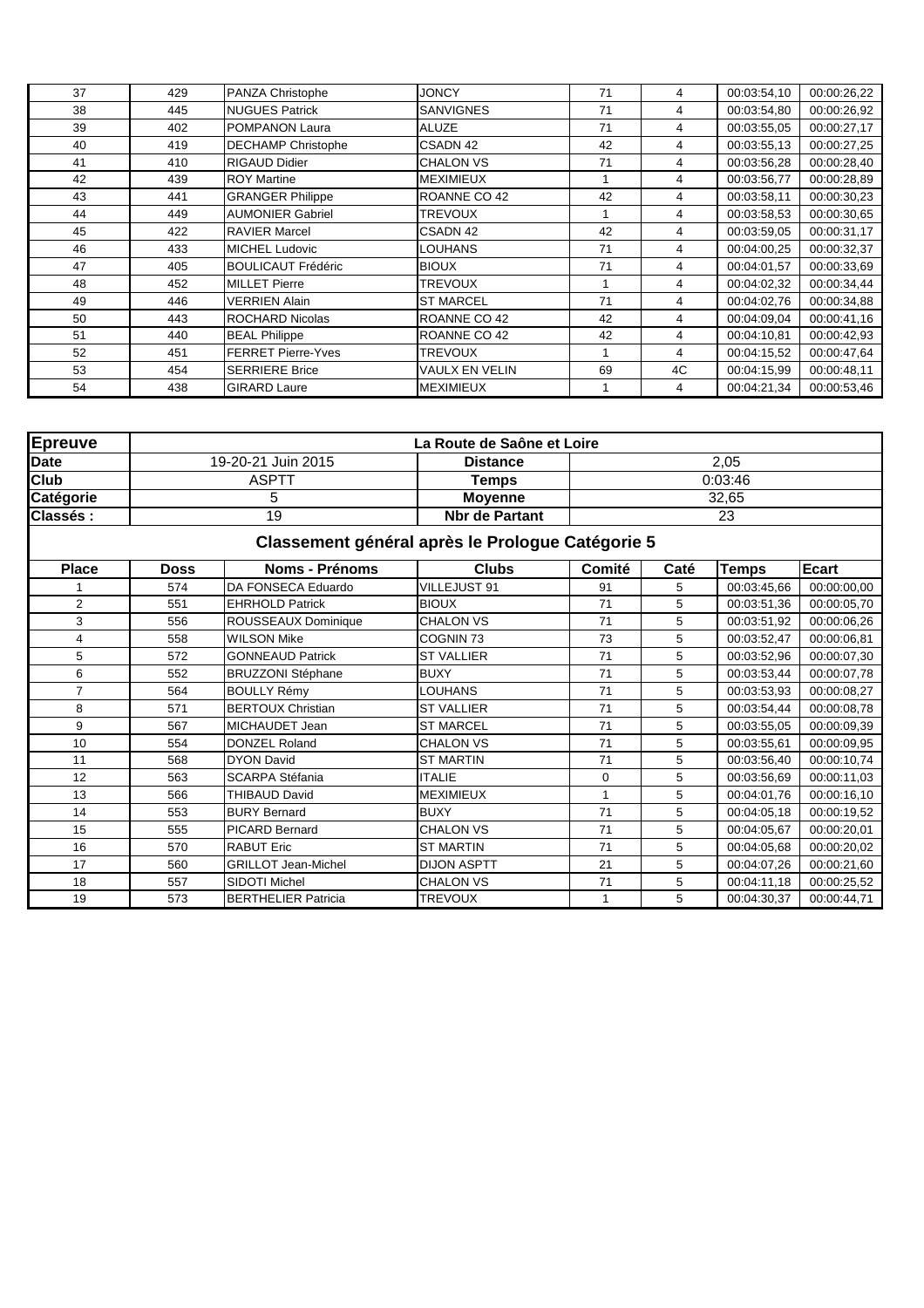| 37 | 429 | PANZA Christophe | JONCY | 71 | 4 | 00:03:54,10 | 00:00:26,22 |
|---|---|---|---|---|---|---|---|
| 38 | 445 | NUGUES Patrick | SANVIGNES | 71 | 4 | 00:03:54,80 | 00:00:26,92 |
| 39 | 402 | POMPANON Laura | ALUZE | 71 | 4 | 00:03:55,05 | 00:00:27,17 |
| 40 | 419 | DECHAMP Christophe | CSADN 42 | 42 | 4 | 00:03:55,13 | 00:00:27,25 |
| 41 | 410 | RIGAUD Didier | CHALON VS | 71 | 4 | 00:03:56,28 | 00:00:28,40 |
| 42 | 439 | ROY Martine | MEXIMIEUX | 1 | 4 | 00:03:56,77 | 00:00:28,89 |
| 43 | 441 | GRANGER Philippe | ROANNE CO 42 | 42 | 4 | 00:03:58,11 | 00:00:30,23 |
| 44 | 449 | AUMONIER Gabriel | TREVOUX | 1 | 4 | 00:03:58,53 | 00:00:30,65 |
| 45 | 422 | RAVIER Marcel | CSADN 42 | 42 | 4 | 00:03:59,05 | 00:00:31,17 |
| 46 | 433 | MICHEL Ludovic | LOUHANS | 71 | 4 | 00:04:00,25 | 00:00:32,37 |
| 47 | 405 | BOULICAUT Frédéric | BIOUX | 71 | 4 | 00:04:01,57 | 00:00:33,69 |
| 48 | 452 | MILLET Pierre | TREVOUX | 1 | 4 | 00:04:02,32 | 00:00:34,44 |
| 49 | 446 | VERRIEN Alain | ST MARCEL | 71 | 4 | 00:04:02,76 | 00:00:34,88 |
| 50 | 443 | ROCHARD Nicolas | ROANNE CO 42 | 42 | 4 | 00:04:09,04 | 00:00:41,16 |
| 51 | 440 | BEAL Philippe | ROANNE CO 42 | 42 | 4 | 00:04:10,81 | 00:00:42,93 |
| 52 | 451 | FERRET Pierre-Yves | TREVOUX | 1 | 4 | 00:04:15,52 | 00:00:47,64 |
| 53 | 454 | SERRIERE Brice | VAULX EN VELIN | 69 | 4C | 00:04:15,99 | 00:00:48,11 |
| 54 | 438 | GIRARD Laure | MEXIMIEUX | 1 | 4 | 00:04:21,34 | 00:00:53,46 |

| **Epreuve** | La Route de Saône et Loire | | |
|---|---|---|---|
| **Date** | 19-20-21 Juin 2015 | **Distance** | 2,05 |
| **Club** | ASPTT | **Temps** | 0:03:46 |
| **Catégorie** | 5 | **Moyenne** | 32,65 |
| **Classés :** | 19 | **Nbr de Partant** | 23 |

## Classement général après le Prologue Catégorie 5

| Place | Doss | Noms - Prénoms | Clubs | Comité | Caté | Temps | Ecart |
|---|---|---|---|---|---|---|---|
| 1 | 574 | DA FONSECA Eduardo | VILLEJUST 91 | 91 | 5 | 00:03:45,66 | 00:00:00,00 |
| 2 | 551 | EHRHOLD Patrick | BIOUX | 71 | 5 | 00:03:51,36 | 00:00:05,70 |
| 3 | 556 | ROUSSEAUX Dominique | CHALON VS | 71 | 5 | 00:03:51,92 | 00:00:06,26 |
| 4 | 558 | WILSON Mike | COGNIN 73 | 73 | 5 | 00:03:52,47 | 00:00:06,81 |
| 5 | 572 | GONNEAUD Patrick | ST VALLIER | 71 | 5 | 00:03:52,96 | 00:00:07,30 |
| 6 | 552 | BRUZZONI Stéphane | BUXY | 71 | 5 | 00:03:53,44 | 00:00:07,78 |
| 7 | 564 | BOULLY Rémy | LOUHANS | 71 | 5 | 00:03:53,93 | 00:00:08,27 |
| 8 | 571 | BERTOUX Christian | ST VALLIER | 71 | 5 | 00:03:54,44 | 00:00:08,78 |
| 9 | 567 | MICHAUDET Jean | ST MARCEL | 71 | 5 | 00:03:55,05 | 00:00:09,39 |
| 10 | 554 | DONZEL Roland | CHALON VS | 71 | 5 | 00:03:55,61 | 00:00:09,95 |
| 11 | 568 | DYON David | ST MARTIN | 71 | 5 | 00:03:56,40 | 00:00:10,74 |
| 12 | 563 | SCARPA Stéfania | ITALIE | 0 | 5 | 00:03:56,69 | 00:00:11,03 |
| 13 | 566 | THIBAUD David | MEXIMIEUX | 1 | 5 | 00:04:01,76 | 00:00:16,10 |
| 14 | 553 | BURY Bernard | BUXY | 71 | 5 | 00:04:05,18 | 00:00:19,52 |
| 15 | 555 | PICARD Bernard | CHALON VS | 71 | 5 | 00:04:05,67 | 00:00:20,01 |
| 16 | 570 | RABUT Eric | ST MARTIN | 71 | 5 | 00:04:05,68 | 00:00:20,02 |
| 17 | 560 | GRILLOT Jean-Michel | DIJON ASPTT | 21 | 5 | 00:04:07,26 | 00:00:21,60 |
| 18 | 557 | SIDOTI Michel | CHALON VS | 71 | 5 | 00:04:11,18 | 00:00:25,52 |
| 19 | 573 | BERTHELIER Patricia | TREVOUX | 1 | 5 | 00:04:30,37 | 00:00:44,71 |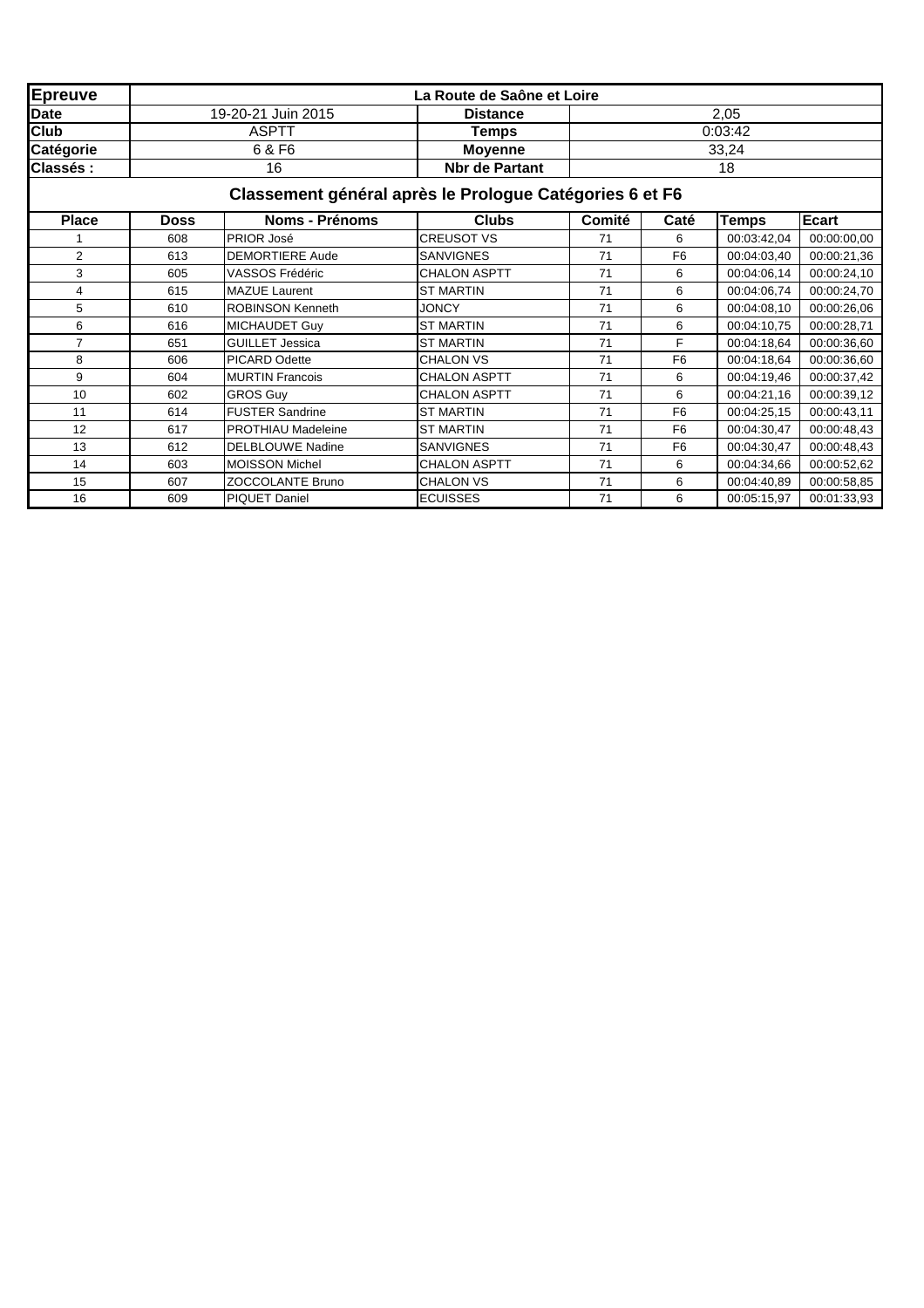| | | | | | | | |
|---|---|---|---|---|---|---|---|
| **Epreuve** | La Route de Saône et Loire | | | | | | |
| **Date** | 19-20-21 Juin 2015 | | **Distance** | 2,05 | | | |
| **Club** | ASPTT | | **Temps** | 0:03:42 | | | |
| **Catégorie** | 6 & F6 | | **Moyenne** | 33,24 | | | |
| **Classés :** | 16 | | **Nbr de Partant** | 18 | | | |

## Classement général après le Prologue Catégories 6 et F6

| Place | Doss | Noms - Prénoms | Clubs | Comité | Caté | Temps | Ecart |
|---|---|---|---|---|---|---|---|
| 1 | 608 | PRIOR José | CREUSOT VS | 71 | 6 | 00:03:42,04 | 00:00:00,00 |
| 2 | 613 | DEMORTIERE Aude | SANVIGNES | 71 | F6 | 00:04:03,40 | 00:00:21,36 |
| 3 | 605 | VASSOS Frédéric | CHALON ASPTT | 71 | 6 | 00:04:06,14 | 00:00:24,10 |
| 4 | 615 | MAZUE Laurent | ST MARTIN | 71 | 6 | 00:04:06,74 | 00:00:24,70 |
| 5 | 610 | ROBINSON Kenneth | JONCY | 71 | 6 | 00:04:08,10 | 00:00:26,06 |
| 6 | 616 | MICHAUDET Guy | ST MARTIN | 71 | 6 | 00:04:10,75 | 00:00:28,71 |
| 7 | 651 | GUILLET Jessica | ST MARTIN | 71 | F | 00:04:18,64 | 00:00:36,60 |
| 8 | 606 | PICARD Odette | CHALON VS | 71 | F6 | 00:04:18,64 | 00:00:36,60 |
| 9 | 604 | MURTIN Francois | CHALON ASPTT | 71 | 6 | 00:04:19,46 | 00:00:37,42 |
| 10 | 602 | GROS Guy | CHALON ASPTT | 71 | 6 | 00:04:21,16 | 00:00:39,12 |
| 11 | 614 | FUSTER Sandrine | ST MARTIN | 71 | F6 | 00:04:25,15 | 00:00:43,11 |
| 12 | 617 | PROTHIAU Madeleine | ST MARTIN | 71 | F6 | 00:04:30,47 | 00:00:48,43 |
| 13 | 612 | DELBLOUWE Nadine | SANVIGNES | 71 | F6 | 00:04:30,47 | 00:00:48,43 |
| 14 | 603 | MOISSON Michel | CHALON ASPTT | 71 | 6 | 00:04:34,66 | 00:00:52,62 |
| 15 | 607 | ZOCCOLANTE Bruno | CHALON VS | 71 | 6 | 00:04:40,89 | 00:00:58,85 |
| 16 | 609 | PIQUET Daniel | ECUISSES | 71 | 6 | 00:05:15,97 | 00:01:33,93 |